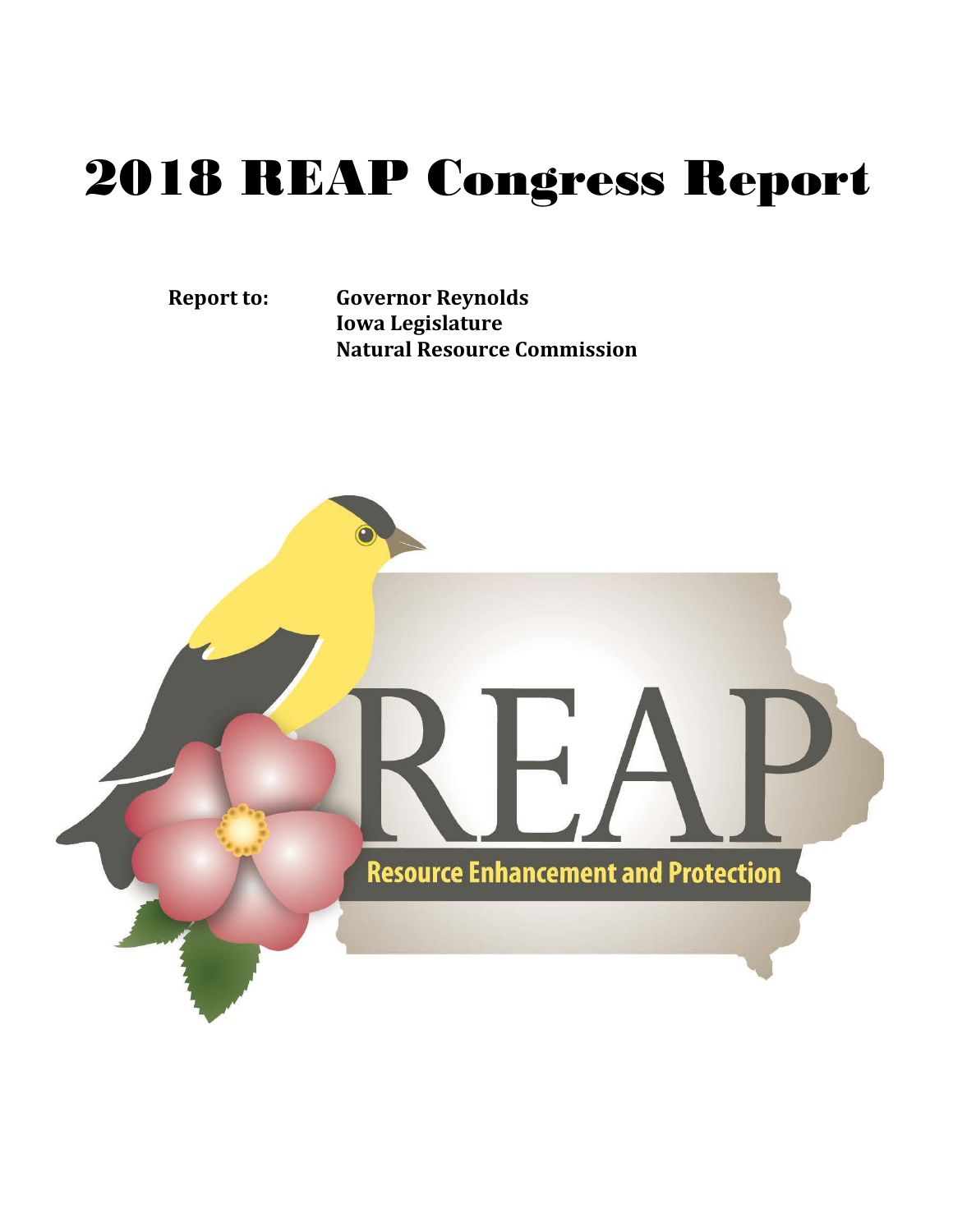# 2018 REAP Congress Report

**Report to:** **Governor Reynolds**
**Iowa Legislature**
**Natural Resource Commission**

REAP

Resource Enhancement and Protection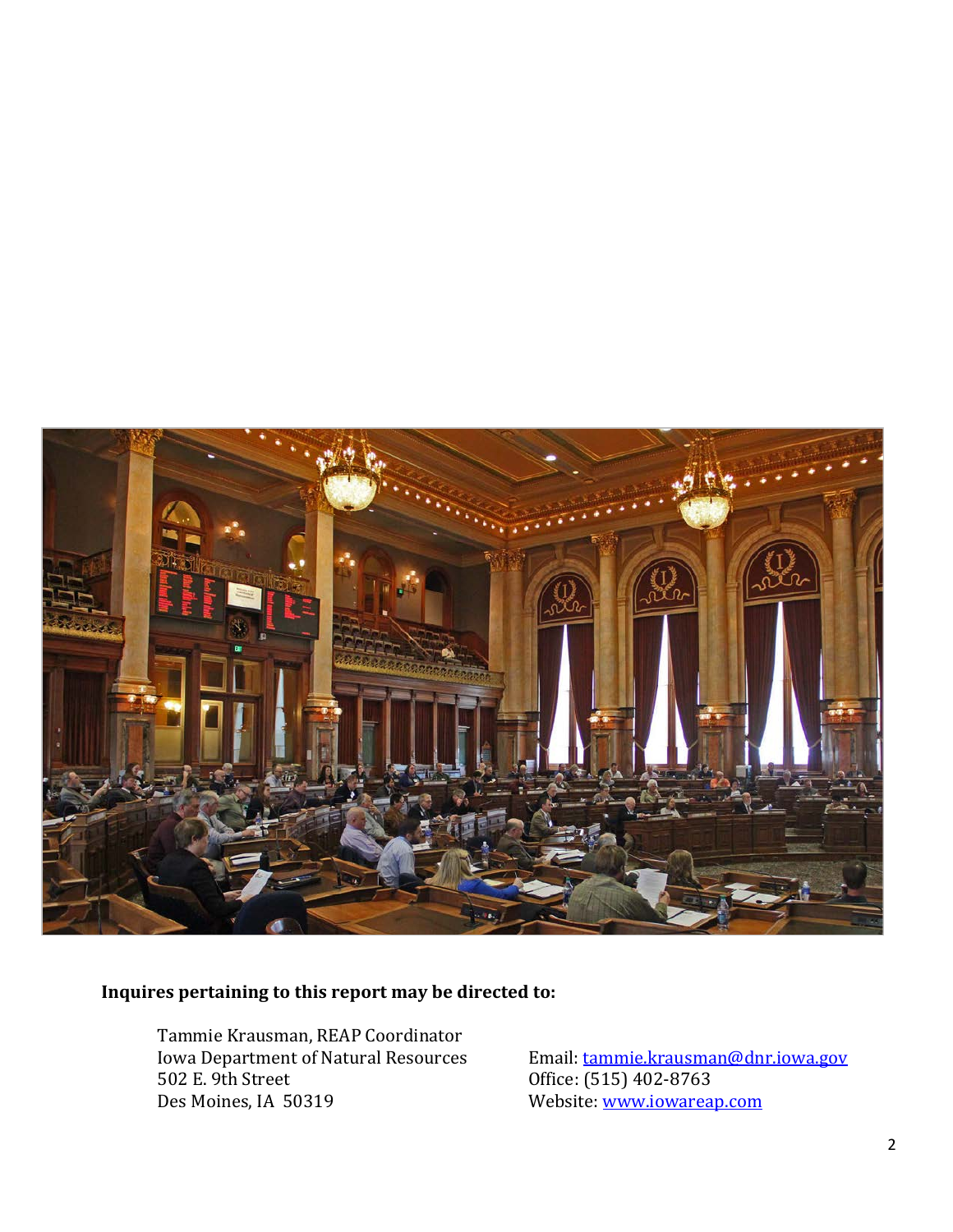**Inquires pertaining to this report may be directed to:**

Tammie Krausman, REAP Coordinator
Iowa Department of Natural Resources
502 E. 9th Street
Des Moines, IA 50319

Email: tammie.krausman@dnr.iowa.gov
Office: (515) 402-8763
Website: www.iowareap.com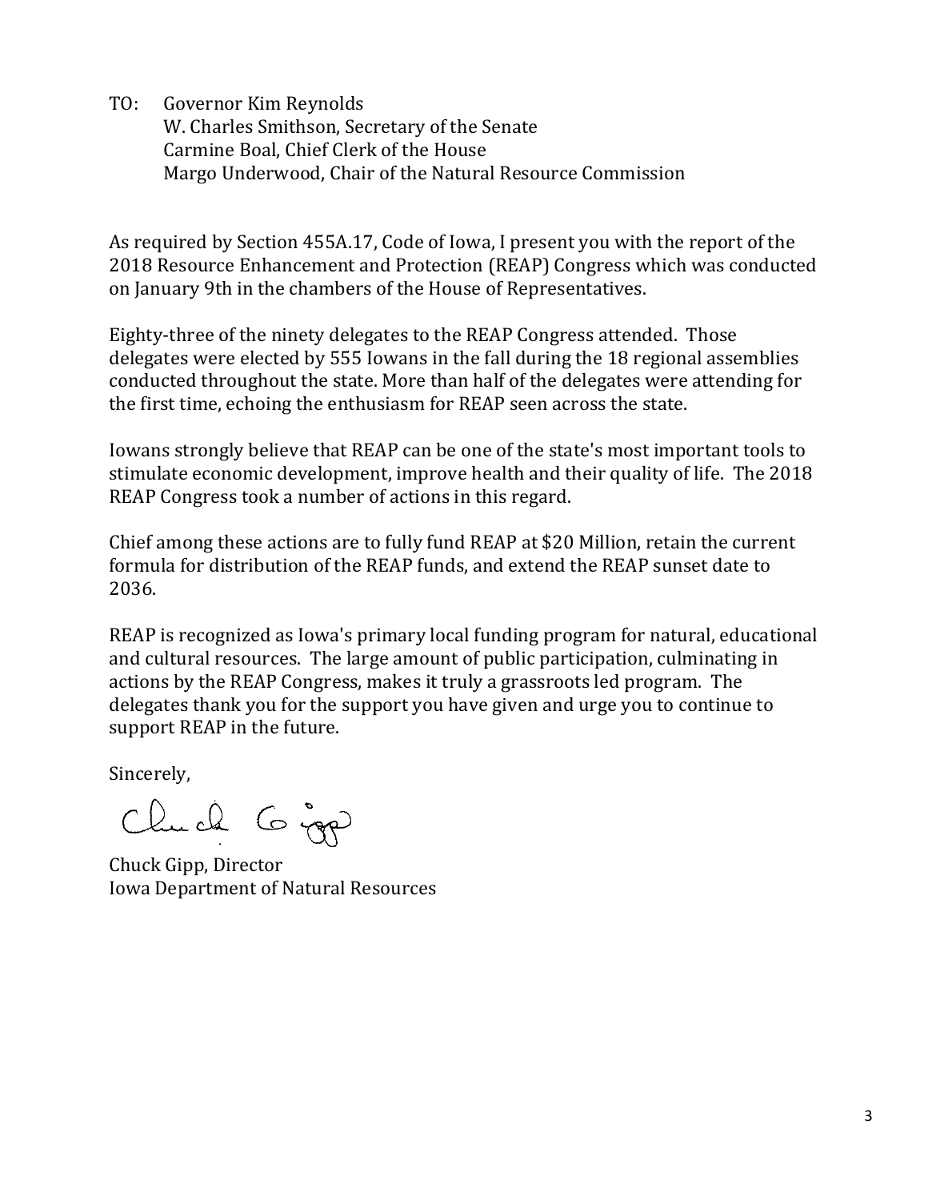TO: Governor Kim Reynolds
W. Charles Smithson, Secretary of the Senate
Carmine Boal, Chief Clerk of the House
Margo Underwood, Chair of the Natural Resource Commission

As required by Section 455A.17, Code of Iowa, I present you with the report of the 2018 Resource Enhancement and Protection (REAP) Congress which was conducted on January 9th in the chambers of the House of Representatives.

Eighty-three of the ninety delegates to the REAP Congress attended. Those delegates were elected by 555 Iowans in the fall during the 18 regional assemblies conducted throughout the state. More than half of the delegates were attending for the first time, echoing the enthusiasm for REAP seen across the state.

Iowans strongly believe that REAP can be one of the state's most important tools to stimulate economic development, improve health and their quality of life. The 2018 REAP Congress took a number of actions in this regard.

Chief among these actions are to fully fund REAP at $20 Million, retain the current formula for distribution of the REAP funds, and extend the REAP sunset date to 2036.

REAP is recognized as Iowa's primary local funding program for natural, educational and cultural resources. The large amount of public participation, culminating in actions by the REAP Congress, makes it truly a grassroots led program. The delegates thank you for the support you have given and urge you to continue to support REAP in the future.

Sincerely,

Chuck Gipp

Chuck Gipp, Director
Iowa Department of Natural Resources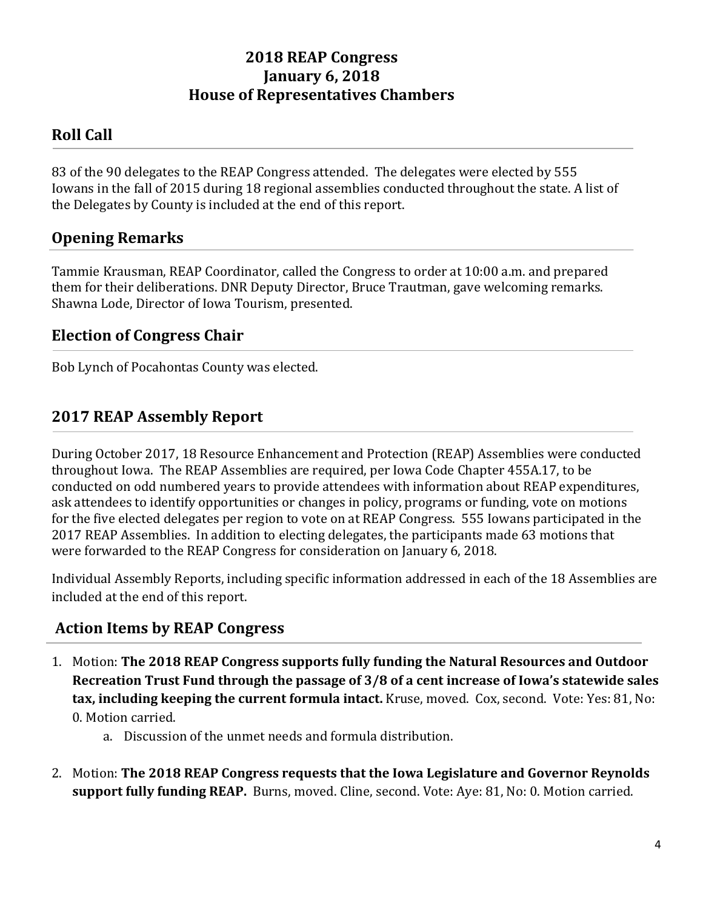# 2018 REAP Congress
# January 6, 2018
# House of Representatives Chambers

## Roll Call

83 of the 90 delegates to the REAP Congress attended. The delegates were elected by 555 Iowans in the fall of 2015 during 18 regional assemblies conducted throughout the state. A list of the Delegates by County is included at the end of this report.

## Opening Remarks

Tammie Krausman, REAP Coordinator, called the Congress to order at 10:00 a.m. and prepared them for their deliberations. DNR Deputy Director, Bruce Trautman, gave welcoming remarks. Shawna Lode, Director of Iowa Tourism, presented.

## Election of Congress Chair

Bob Lynch of Pocahontas County was elected.

## 2017 REAP Assembly Report

During October 2017, 18 Resource Enhancement and Protection (REAP) Assemblies were conducted throughout Iowa. The REAP Assemblies are required, per Iowa Code Chapter 455A.17, to be conducted on odd numbered years to provide attendees with information about REAP expenditures, ask attendees to identify opportunities or changes in policy, programs or funding, vote on motions for the five elected delegates per region to vote on at REAP Congress. 555 Iowans participated in the 2017 REAP Assemblies. In addition to electing delegates, the participants made 63 motions that were forwarded to the REAP Congress for consideration on January 6, 2018.

Individual Assembly Reports, including specific information addressed in each of the 18 Assemblies are included at the end of this report.

## Action Items by REAP Congress

1. Motion: **The 2018 REAP Congress supports fully funding the Natural Resources and Outdoor Recreation Trust Fund through the passage of 3/8 of a cent increase of Iowa's statewide sales tax, including keeping the current formula intact.** Kruse, moved. Cox, second. Vote: Yes: 81, No: 0. Motion carried.
    a. Discussion of the unmet needs and formula distribution.

2. Motion: **The 2018 REAP Congress requests that the Iowa Legislature and Governor Reynolds support fully funding REAP.** Burns, moved. Cline, second. Vote: Aye: 81, No: 0. Motion carried.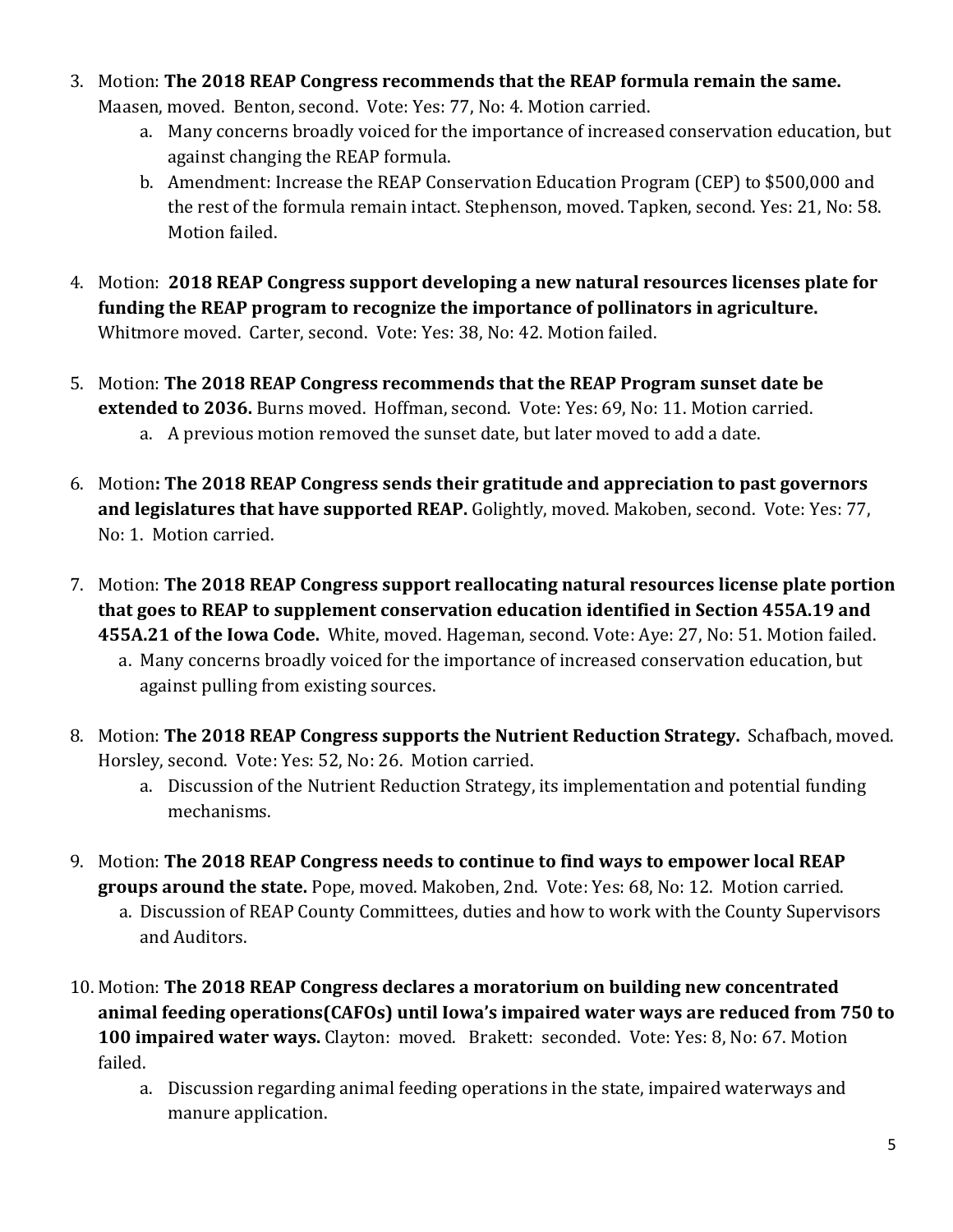3. Motion: **The 2018 REAP Congress recommends that the REAP formula remain the same.** Maasen, moved. Benton, second. Vote: Yes: 77, No: 4. Motion carried.
   a. Many concerns broadly voiced for the importance of increased conservation education, but against changing the REAP formula.
   b. Amendment: Increase the REAP Conservation Education Program (CEP) to $500,000 and the rest of the formula remain intact. Stephenson, moved. Tapken, second. Yes: 21, No: 58. Motion failed.

4. Motion: **2018 REAP Congress support developing a new natural resources licenses plate for funding the REAP program to recognize the importance of pollinators in agriculture.** Whitmore moved. Carter, second. Vote: Yes: 38, No: 42. Motion failed.

5. Motion: **The 2018 REAP Congress recommends that the REAP Program sunset date be extended to 2036.** Burns moved. Hoffman, second. Vote: Yes: 69, No: 11. Motion carried.
   a. A previous motion removed the sunset date, but later moved to add a date.

6. Motion**: The 2018 REAP Congress sends their gratitude and appreciation to past governors and legislatures that have supported REAP.** Golightly, moved. Makoben, second. Vote: Yes: 77, No: 1. Motion carried.

7. Motion: **The 2018 REAP Congress support reallocating natural resources license plate portion that goes to REAP to supplement conservation education identified in Section 455A.19 and 455A.21 of the Iowa Code.** White, moved. Hageman, second. Vote: Aye: 27, No: 51. Motion failed.
   a. Many concerns broadly voiced for the importance of increased conservation education, but against pulling from existing sources.

8. Motion: **The 2018 REAP Congress supports the Nutrient Reduction Strategy.** Schafbach, moved. Horsley, second. Vote: Yes: 52, No: 26. Motion carried.
   a. Discussion of the Nutrient Reduction Strategy, its implementation and potential funding mechanisms.

9. Motion: **The 2018 REAP Congress needs to continue to find ways to empower local REAP groups around the state.** Pope, moved. Makoben, 2nd. Vote: Yes: 68, No: 12. Motion carried.
   a. Discussion of REAP County Committees, duties and how to work with the County Supervisors and Auditors.

10. Motion: **The 2018 REAP Congress declares a moratorium on building new concentrated animal feeding operations(CAFOs) until Iowa's impaired water ways are reduced from 750 to 100 impaired water ways.** Clayton: moved. Brakett: seconded. Vote: Yes: 8, No: 67. Motion failed.
    a. Discussion regarding animal feeding operations in the state, impaired waterways and manure application.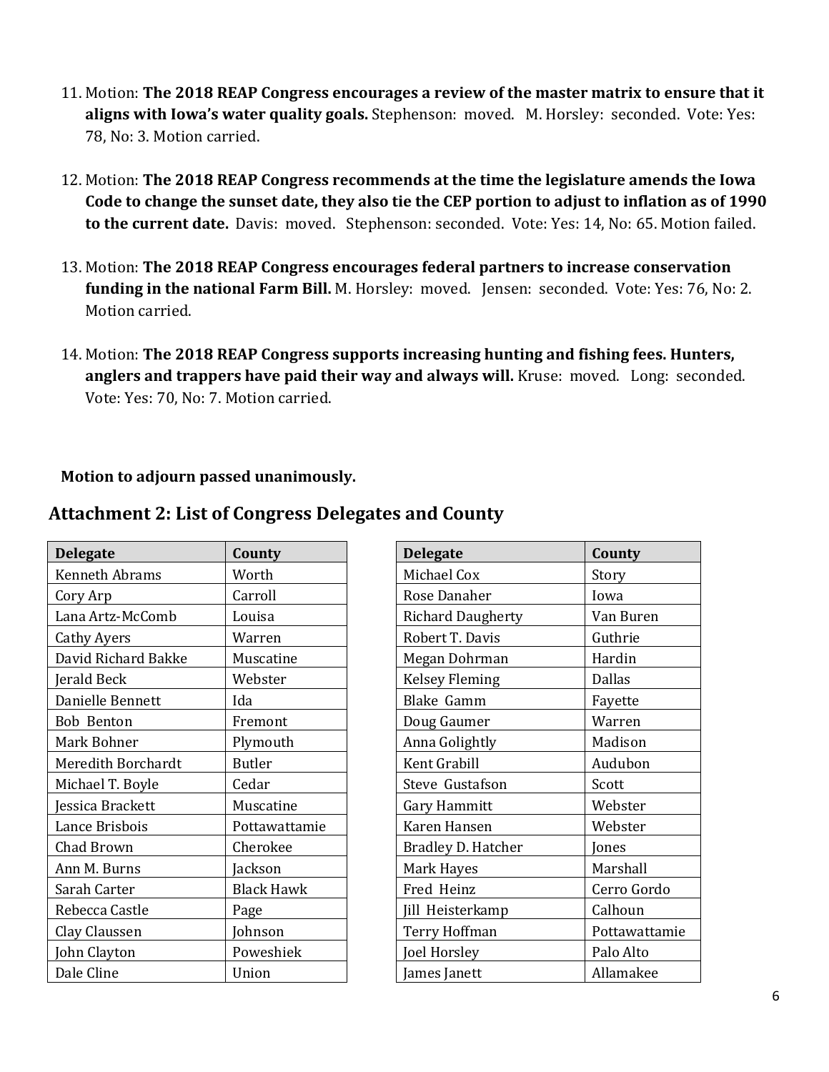11. Motion: **The 2018 REAP Congress encourages a review of the master matrix to ensure that it aligns with Iowa's water quality goals.** Stephenson: moved. M. Horsley: seconded. Vote: Yes: 78, No: 3. Motion carried.

12. Motion: **The 2018 REAP Congress recommends at the time the legislature amends the Iowa Code to change the sunset date, they also tie the CEP portion to adjust to inflation as of 1990 to the current date.** Davis: moved. Stephenson: seconded. Vote: Yes: 14, No: 65. Motion failed.

13. Motion: **The 2018 REAP Congress encourages federal partners to increase conservation funding in the national Farm Bill.** M. Horsley: moved. Jensen: seconded. Vote: Yes: 76, No: 2. Motion carried.

14. Motion: **The 2018 REAP Congress supports increasing hunting and fishing fees. Hunters, anglers and trappers have paid their way and always will.** Kruse: moved. Long: seconded. Vote: Yes: 70, No: 7. Motion carried.

**Motion to adjourn passed unanimously.**

## Attachment 2: List of Congress Delegates and County

| Delegate | County |
|---|---|
| Kenneth Abrams | Worth |
| Cory Arp | Carroll |
| Lana Artz-McComb | Louisa |
| Cathy Ayers | Warren |
| David Richard Bakke | Muscatine |
| Jerald Beck | Webster |
| Danielle Bennett | Ida |
| Bob Benton | Fremont |
| Mark Bohner | Plymouth |
| Meredith Borchardt | Butler |
| Michael T. Boyle | Cedar |
| Jessica Brackett | Muscatine |
| Lance Brisbois | Pottawattamie |
| Chad Brown | Cherokee |
| Ann M. Burns | Jackson |
| Sarah Carter | Black Hawk |
| Rebecca Castle | Page |
| Clay Claussen | Johnson |
| John Clayton | Poweshiek |
| Dale Cline | Union |

| Delegate | County |
|---|---|
| Michael Cox | Story |
| Rose Danaher | Iowa |
| Richard Daugherty | Van Buren |
| Robert T. Davis | Guthrie |
| Megan Dohrman | Hardin |
| Kelsey Fleming | Dallas |
| Blake Gamm | Fayette |
| Doug Gaumer | Warren |
| Anna Golightly | Madison |
| Kent Grabill | Audubon |
| Steve Gustafson | Scott |
| Gary Hammitt | Webster |
| Karen Hansen | Webster |
| Bradley D. Hatcher | Jones |
| Mark Hayes | Marshall |
| Fred Heinz | Cerro Gordo |
| Jill Heisterkamp | Calhoun |
| Terry Hoffman | Pottawattamie |
| Joel Horsley | Palo Alto |
| James Janett | Allamakee |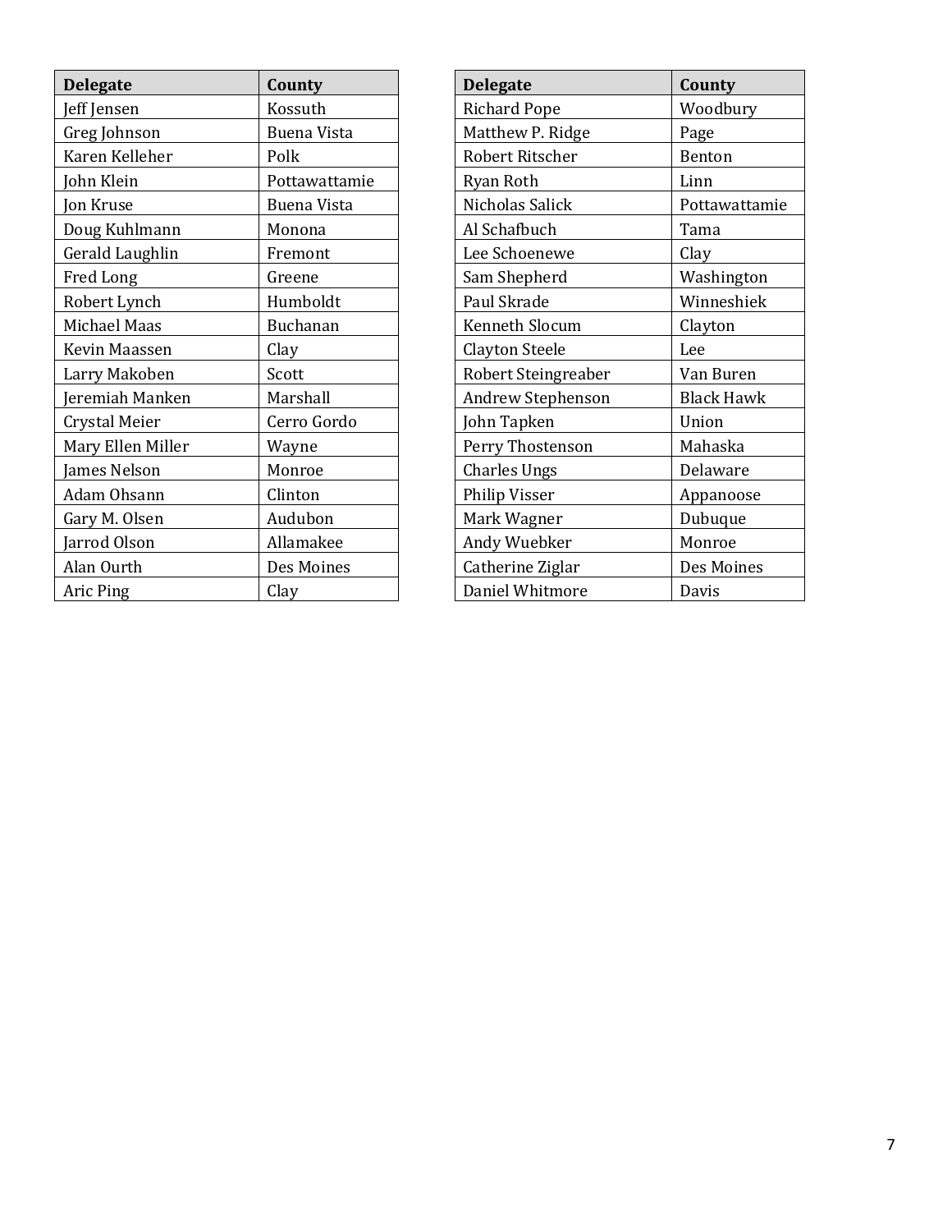| Delegate | County |
|---|---|
| Jeff Jensen | Kossuth |
| Greg Johnson | Buena Vista |
| Karen Kelleher | Polk |
| John Klein | Pottawattamie |
| Jon Kruse | Buena Vista |
| Doug Kuhlmann | Monona |
| Gerald Laughlin | Fremont |
| Fred Long | Greene |
| Robert Lynch | Humboldt |
| Michael Maas | Buchanan |
| Kevin Maassen | Clay |
| Larry Makoben | Scott |
| Jeremiah Manken | Marshall |
| Crystal Meier | Cerro Gordo |
| Mary Ellen Miller | Wayne |
| James Nelson | Monroe |
| Adam Ohsann | Clinton |
| Gary M. Olsen | Audubon |
| Jarrod Olson | Allamakee |
| Alan Ourth | Des Moines |
| Aric Ping | Clay |

| Delegate | County |
|---|---|
| Richard Pope | Woodbury |
| Matthew P. Ridge | Page |
| Robert Ritscher | Benton |
| Ryan Roth | Linn |
| Nicholas Salick | Pottawattamie |
| Al Schafbuch | Tama |
| Lee Schoenewe | Clay |
| Sam Shepherd | Washington |
| Paul Skrade | Winneshiek |
| Kenneth Slocum | Clayton |
| Clayton Steele | Lee |
| Robert Steingreaber | Van Buren |
| Andrew Stephenson | Black Hawk |
| John Tapken | Union |
| Perry Thostenson | Mahaska |
| Charles Ungs | Delaware |
| Philip Visser | Appanoose |
| Mark Wagner | Dubuque |
| Andy Wuebker | Monroe |
| Catherine Ziglar | Des Moines |
| Daniel Whitmore | Davis |